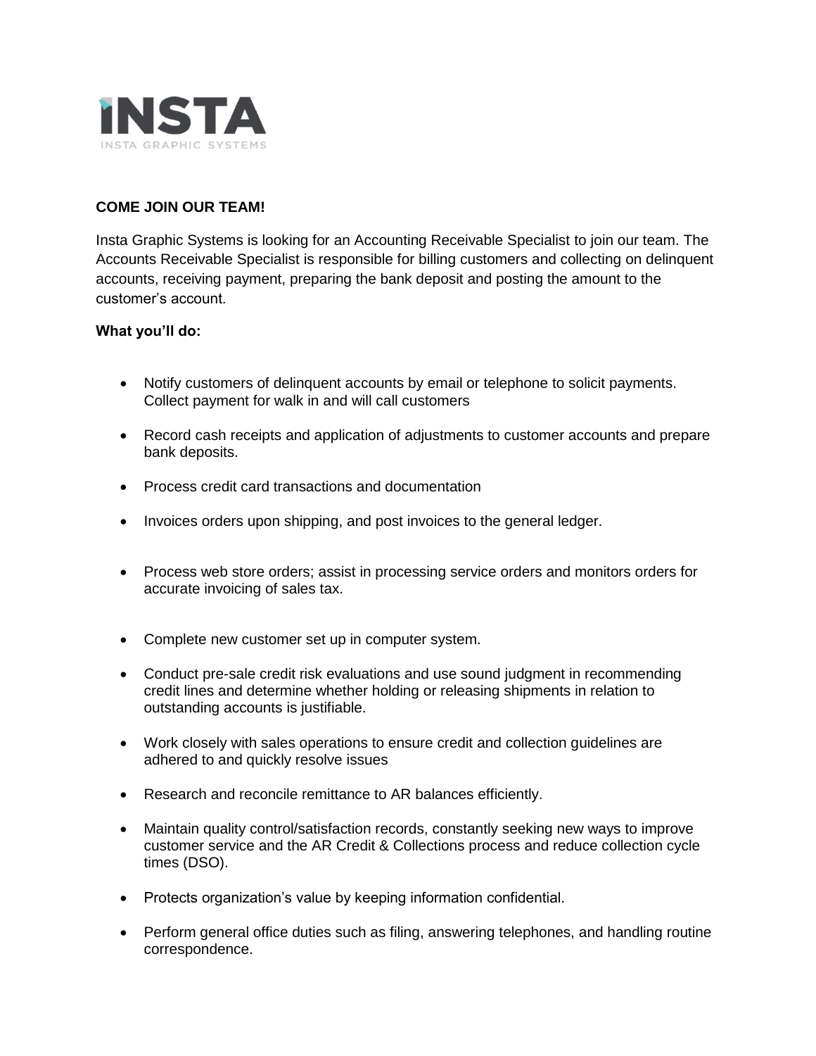**INSTA**

INSTA GRAPHIC SYSTEMS

**COME JOIN OUR TEAM!**

Insta Graphic Systems is looking for an Accounting Receivable Specialist to join our team. The Accounts Receivable Specialist is responsible for billing customers and collecting on delinquent accounts, receiving payment, preparing the bank deposit and posting the amount to the customer's account.

**What you'll do:**

- Notify customers of delinquent accounts by email or telephone to solicit payments. Collect payment for walk in and will call customers
- Record cash receipts and application of adjustments to customer accounts and prepare bank deposits.
- Process credit card transactions and documentation
- Invoices orders upon shipping, and post invoices to the general ledger.
- Process web store orders; assist in processing service orders and monitors orders for accurate invoicing of sales tax.
- Complete new customer set up in computer system.
- Conduct pre-sale credit risk evaluations and use sound judgment in recommending credit lines and determine whether holding or releasing shipments in relation to outstanding accounts is justifiable.
- Work closely with sales operations to ensure credit and collection guidelines are adhered to and quickly resolve issues
- Research and reconcile remittance to AR balances efficiently.
- Maintain quality control/satisfaction records, constantly seeking new ways to improve customer service and the AR Credit & Collections process and reduce collection cycle times (DSO).
- Protects organization's value by keeping information confidential.
- Perform general office duties such as filing, answering telephones, and handling routine correspondence.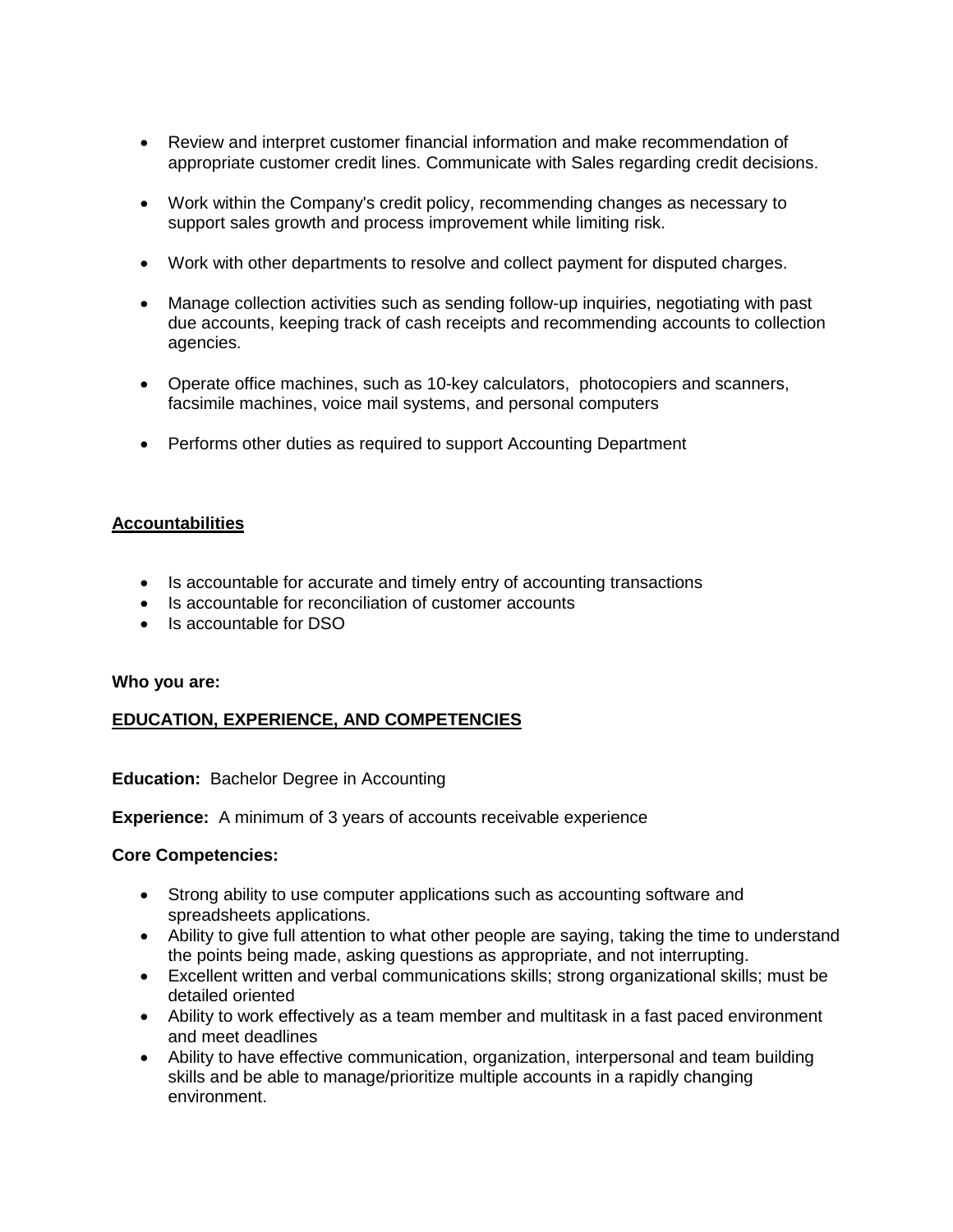- Review and interpret customer financial information and make recommendation of appropriate customer credit lines. Communicate with Sales regarding credit decisions.

- Work within the Company's credit policy, recommending changes as necessary to support sales growth and process improvement while limiting risk.

- Work with other departments to resolve and collect payment for disputed charges.

- Manage collection activities such as sending follow-up inquiries, negotiating with past due accounts, keeping track of cash receipts and recommending accounts to collection agencies.

- Operate office machines, such as 10-key calculators, photocopiers and scanners, facsimile machines, voice mail systems, and personal computers

- Performs other duties as required to support Accounting Department

## Accountabilities

- Is accountable for accurate and timely entry of accounting transactions
- Is accountable for reconciliation of customer accounts
- Is accountable for DSO

**Who you are:**

## EDUCATION, EXPERIENCE, AND COMPETENCIES

**Education:** Bachelor Degree in Accounting

**Experience:** A minimum of 3 years of accounts receivable experience

**Core Competencies:**

- Strong ability to use computer applications such as accounting software and spreadsheets applications.
- Ability to give full attention to what other people are saying, taking the time to understand the points being made, asking questions as appropriate, and not interrupting.
- Excellent written and verbal communications skills; strong organizational skills; must be detailed oriented
- Ability to work effectively as a team member and multitask in a fast paced environment and meet deadlines
- Ability to have effective communication, organization, interpersonal and team building skills and be able to manage/prioritize multiple accounts in a rapidly changing environment.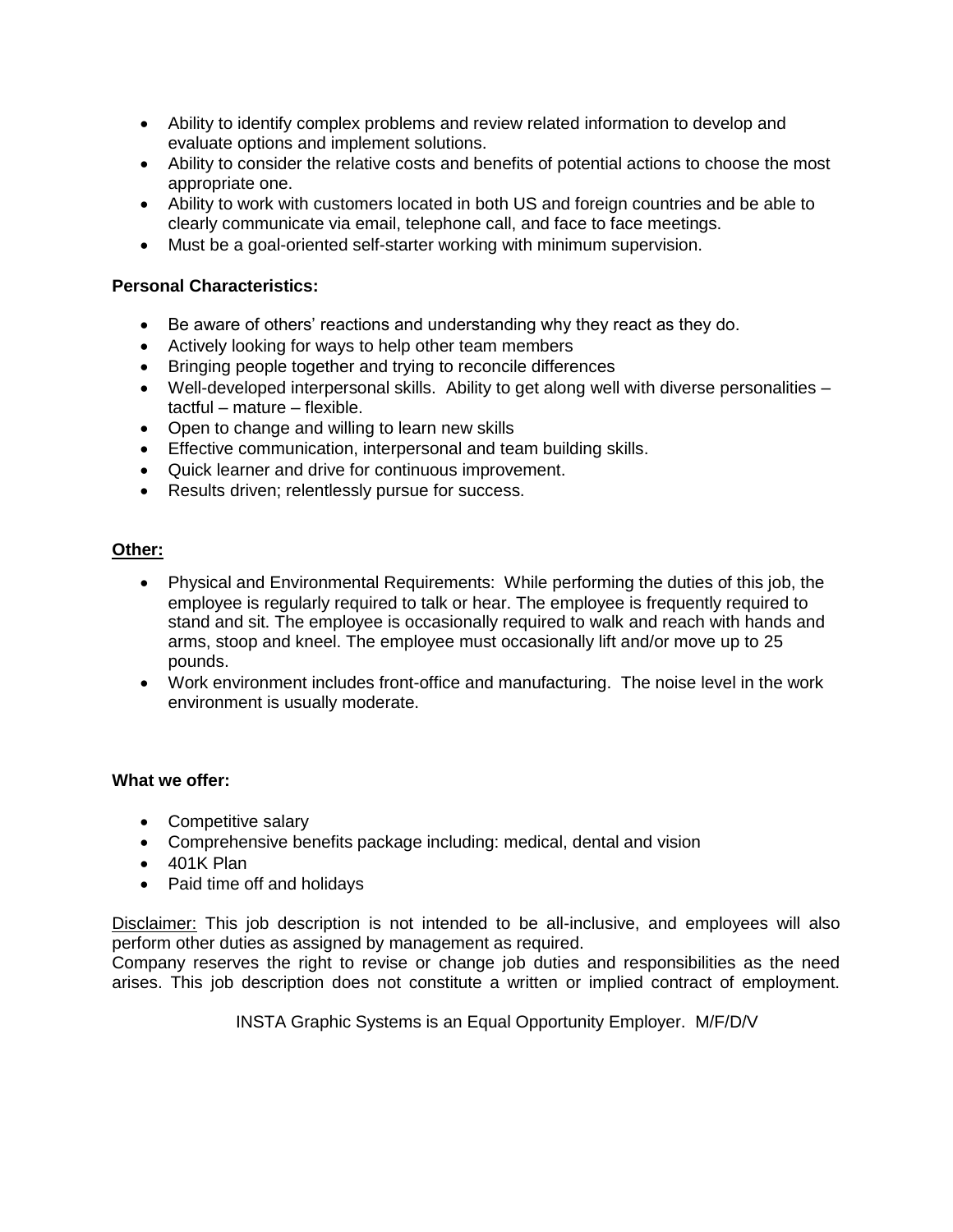- Ability to identify complex problems and review related information to develop and evaluate options and implement solutions.
- Ability to consider the relative costs and benefits of potential actions to choose the most appropriate one.
- Ability to work with customers located in both US and foreign countries and be able to clearly communicate via email, telephone call, and face to face meetings.
- Must be a goal-oriented self-starter working with minimum supervision.

**Personal Characteristics:**

- Be aware of others' reactions and understanding why they react as they do.
- Actively looking for ways to help other team members
- Bringing people together and trying to reconcile differences
- Well-developed interpersonal skills. Ability to get along well with diverse personalities – tactful – mature – flexible.
- Open to change and willing to learn new skills
- Effective communication, interpersonal and team building skills.
- Quick learner and drive for continuous improvement.
- Results driven; relentlessly pursue for success.

**Other:**

- Physical and Environmental Requirements: While performing the duties of this job, the employee is regularly required to talk or hear. The employee is frequently required to stand and sit. The employee is occasionally required to walk and reach with hands and arms, stoop and kneel. The employee must occasionally lift and/or move up to 25 pounds.
- Work environment includes front-office and manufacturing. The noise level in the work environment is usually moderate.

**What we offer:**

- Competitive salary
- Comprehensive benefits package including: medical, dental and vision
- 401K Plan
- Paid time off and holidays

Disclaimer: This job description is not intended to be all-inclusive, and employees will also perform other duties as assigned by management as required.
Company reserves the right to revise or change job duties and responsibilities as the need arises. This job description does not constitute a written or implied contract of employment.

INSTA Graphic Systems is an Equal Opportunity Employer. M/F/D/V